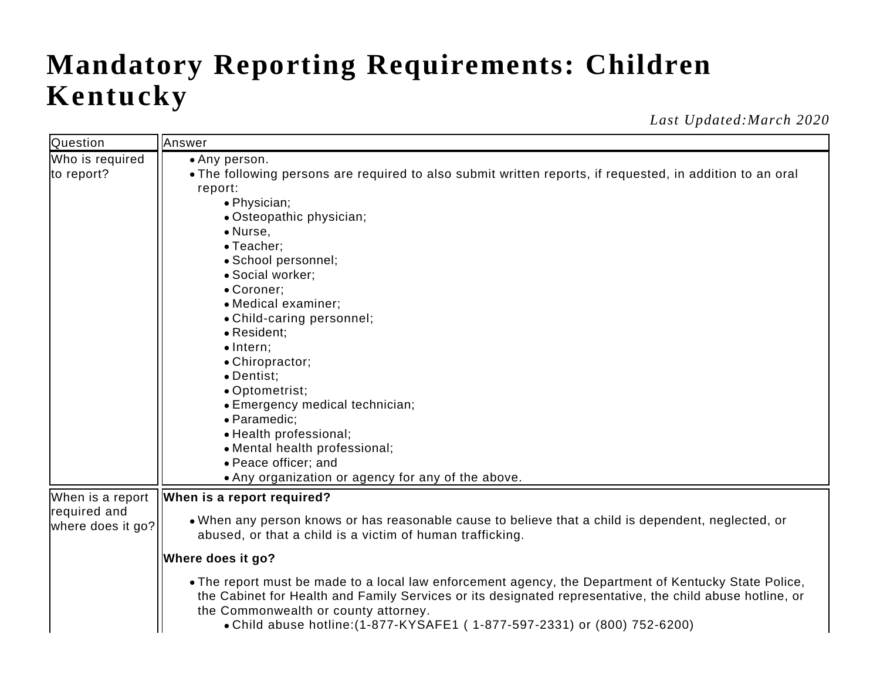# Mandatory Reporting Requirements: Children Kentucky

*Last Updated:March 2020*

| Question | Answer |
|---|---|
| Who is required to report? | • Any person.<br>• The following persons are required to also submit written reports, if requested, in addition to an oral report:<br>&nbsp;&nbsp;&nbsp;&nbsp;• Physician;<br>&nbsp;&nbsp;&nbsp;&nbsp;• Osteopathic physician;<br>&nbsp;&nbsp;&nbsp;&nbsp;• Nurse,<br>&nbsp;&nbsp;&nbsp;&nbsp;• Teacher;<br>&nbsp;&nbsp;&nbsp;&nbsp;• School personnel;<br>&nbsp;&nbsp;&nbsp;&nbsp;• Social worker;<br>&nbsp;&nbsp;&nbsp;&nbsp;• Coroner;<br>&nbsp;&nbsp;&nbsp;&nbsp;• Medical examiner;<br>&nbsp;&nbsp;&nbsp;&nbsp;• Child-caring personnel;<br>&nbsp;&nbsp;&nbsp;&nbsp;• Resident;<br>&nbsp;&nbsp;&nbsp;&nbsp;• Intern;<br>&nbsp;&nbsp;&nbsp;&nbsp;• Chiropractor;<br>&nbsp;&nbsp;&nbsp;&nbsp;• Dentist;<br>&nbsp;&nbsp;&nbsp;&nbsp;• Optometrist;<br>&nbsp;&nbsp;&nbsp;&nbsp;• Emergency medical technician;<br>&nbsp;&nbsp;&nbsp;&nbsp;• Paramedic;<br>&nbsp;&nbsp;&nbsp;&nbsp;• Health professional;<br>&nbsp;&nbsp;&nbsp;&nbsp;• Mental health professional;<br>&nbsp;&nbsp;&nbsp;&nbsp;• Peace officer; and<br>&nbsp;&nbsp;&nbsp;&nbsp;• Any organization or agency for any of the above. |
| When is a report required and where does it go? | **When is a report required?**<br>• When any person knows or has reasonable cause to believe that a child is dependent, neglected, or abused, or that a child is a victim of human trafficking.<br>**Where does it go?**<br>• The report must be made to a local law enforcement agency, the Department of Kentucky State Police, the Cabinet for Health and Family Services or its designated representative, the child abuse hotline, or the Commonwealth or county attorney.<br>&nbsp;&nbsp;&nbsp;&nbsp;• Child abuse hotline:(1-877-KYSAFE1 ( 1-877-597-2331) or (800) 752-6200) |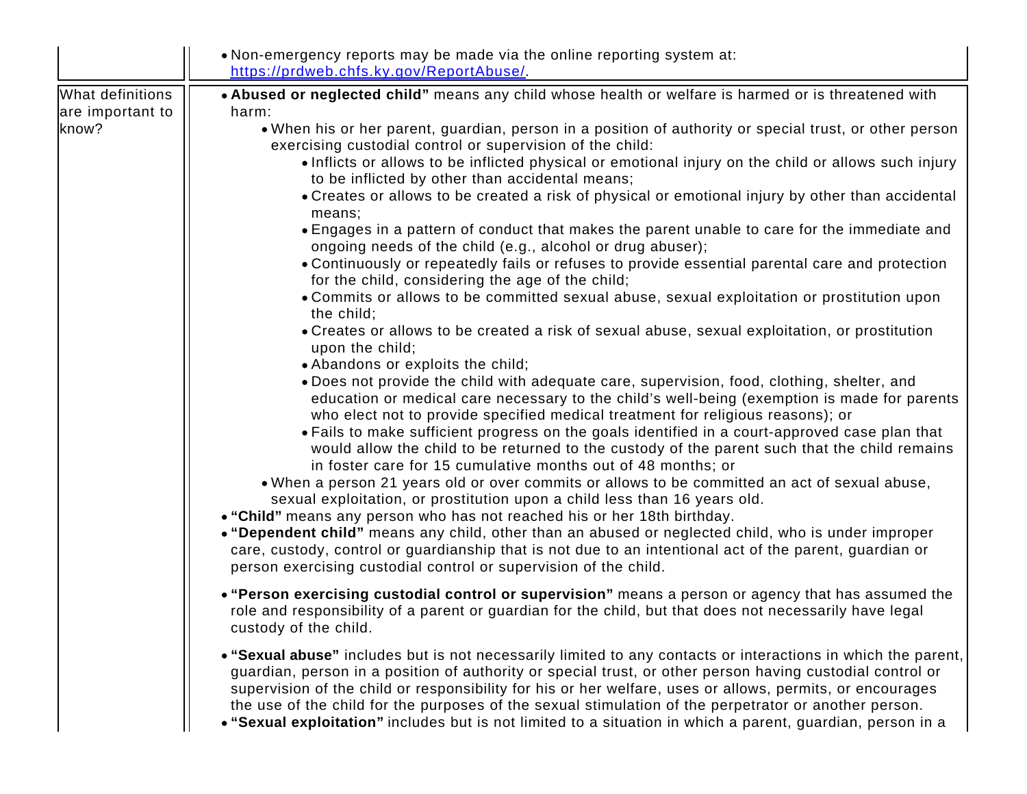| | |
|---|---|
| | • Non-emergency reports may be made via the online reporting system at: [https://prdweb.chfs.ky.gov/ReportAbuse/](https://prdweb.chfs.ky.gov/ReportAbuse/). |
| What definitions are important to know? | • **Abused or neglected child"** means any child whose health or welfare is harmed or is threatened with harm:<br>  • When his or her parent, guardian, person in a position of authority or special trust, or other person exercising custodial control or supervision of the child:<br>    • Inflicts or allows to be inflicted physical or emotional injury on the child or allows such injury to be inflicted by other than accidental means;<br>    • Creates or allows to be created a risk of physical or emotional injury by other than accidental means;<br>    • Engages in a pattern of conduct that makes the parent unable to care for the immediate and ongoing needs of the child (e.g., alcohol or drug abuser);<br>    • Continuously or repeatedly fails or refuses to provide essential parental care and protection for the child, considering the age of the child;<br>    • Commits or allows to be committed sexual abuse, sexual exploitation or prostitution upon the child;<br>    • Creates or allows to be created a risk of sexual abuse, sexual exploitation, or prostitution upon the child;<br>    • Abandons or exploits the child;<br>    • Does not provide the child with adequate care, supervision, food, clothing, shelter, and education or medical care necessary to the child's well-being (exemption is made for parents who elect not to provide specified medical treatment for religious reasons); or<br>    • Fails to make sufficient progress on the goals identified in a court-approved case plan that would allow the child to be returned to the custody of the parent such that the child remains in foster care for 15 cumulative months out of 48 months; or<br>  • When a person 21 years old or over commits or allows to be committed an act of sexual abuse, sexual exploitation, or prostitution upon a child less than 16 years old.<br>• **"Child"** means any person who has not reached his or her 18th birthday.<br>• **"Dependent child"** means any child, other than an abused or neglected child, who is under improper care, custody, control or guardianship that is not due to an intentional act of the parent, guardian or person exercising custodial control or supervision of the child.<br>• **"Person exercising custodial control or supervision"** means a person or agency that has assumed the role and responsibility of a parent or guardian for the child, but that does not necessarily have legal custody of the child.<br>• **"Sexual abuse"** includes but is not necessarily limited to any contacts or interactions in which the parent, guardian, person in a position of authority or special trust, or other person having custodial control or supervision of the child or responsibility for his or her welfare, uses or allows, permits, or encourages the use of the child for the purposes of the sexual stimulation of the perpetrator or another person.<br>• **"Sexual exploitation"** includes but is not limited to a situation in which a parent, guardian, person in a |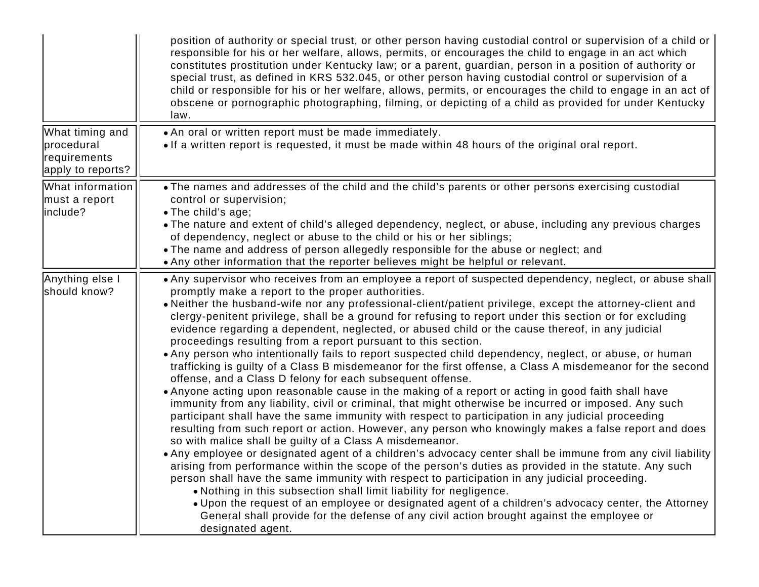| | |
|---|---|
| | position of authority or special trust, or other person having custodial control or supervision of a child or responsible for his or her welfare, allows, permits, or encourages the child to engage in an act which constitutes prostitution under Kentucky law; or a parent, guardian, person in a position of authority or special trust, as defined in KRS 532.045, or other person having custodial control or supervision of a child or responsible for his or her welfare, allows, permits, or encourages the child to engage in an act of obscene or pornographic photographing, filming, or depicting of a child as provided for under Kentucky law. |
| What timing and procedural requirements apply to reports? | • An oral or written report must be made immediately.<br>• If a written report is requested, it must be made within 48 hours of the original oral report. |
| What information must a report include? | • The names and addresses of the child and the child's parents or other persons exercising custodial control or supervision;<br>• The child's age;<br>• The nature and extent of child's alleged dependency, neglect, or abuse, including any previous charges of dependency, neglect or abuse to the child or his or her siblings;<br>• The name and address of person allegedly responsible for the abuse or neglect; and<br>• Any other information that the reporter believes might be helpful or relevant. |
| Anything else I should know? | • Any supervisor who receives from an employee a report of suspected dependency, neglect, or abuse shall promptly make a report to the proper authorities.<br>• Neither the husband-wife nor any professional-client/patient privilege, except the attorney-client and clergy-penitent privilege, shall be a ground for refusing to report under this section or for excluding evidence regarding a dependent, neglected, or abused child or the cause thereof, in any judicial proceedings resulting from a report pursuant to this section.<br>• Any person who intentionally fails to report suspected child dependency, neglect, or abuse, or human trafficking is guilty of a Class B misdemeanor for the first offense, a Class A misdemeanor for the second offense, and a Class D felony for each subsequent offense.<br>• Anyone acting upon reasonable cause in the making of a report or acting in good faith shall have immunity from any liability, civil or criminal, that might otherwise be incurred or imposed. Any such participant shall have the same immunity with respect to participation in any judicial proceeding resulting from such report or action. However, any person who knowingly makes a false report and does so with malice shall be guilty of a Class A misdemeanor.<br>• Any employee or designated agent of a children's advocacy center shall be immune from any civil liability arising from performance within the scope of the person's duties as provided in the statute. Any such person shall have the same immunity with respect to participation in any judicial proceeding.<br>&nbsp;&nbsp;&nbsp;&nbsp;• Nothing in this subsection shall limit liability for negligence.<br>&nbsp;&nbsp;&nbsp;&nbsp;• Upon the request of an employee or designated agent of a children's advocacy center, the Attorney General shall provide for the defense of any civil action brought against the employee or designated agent. |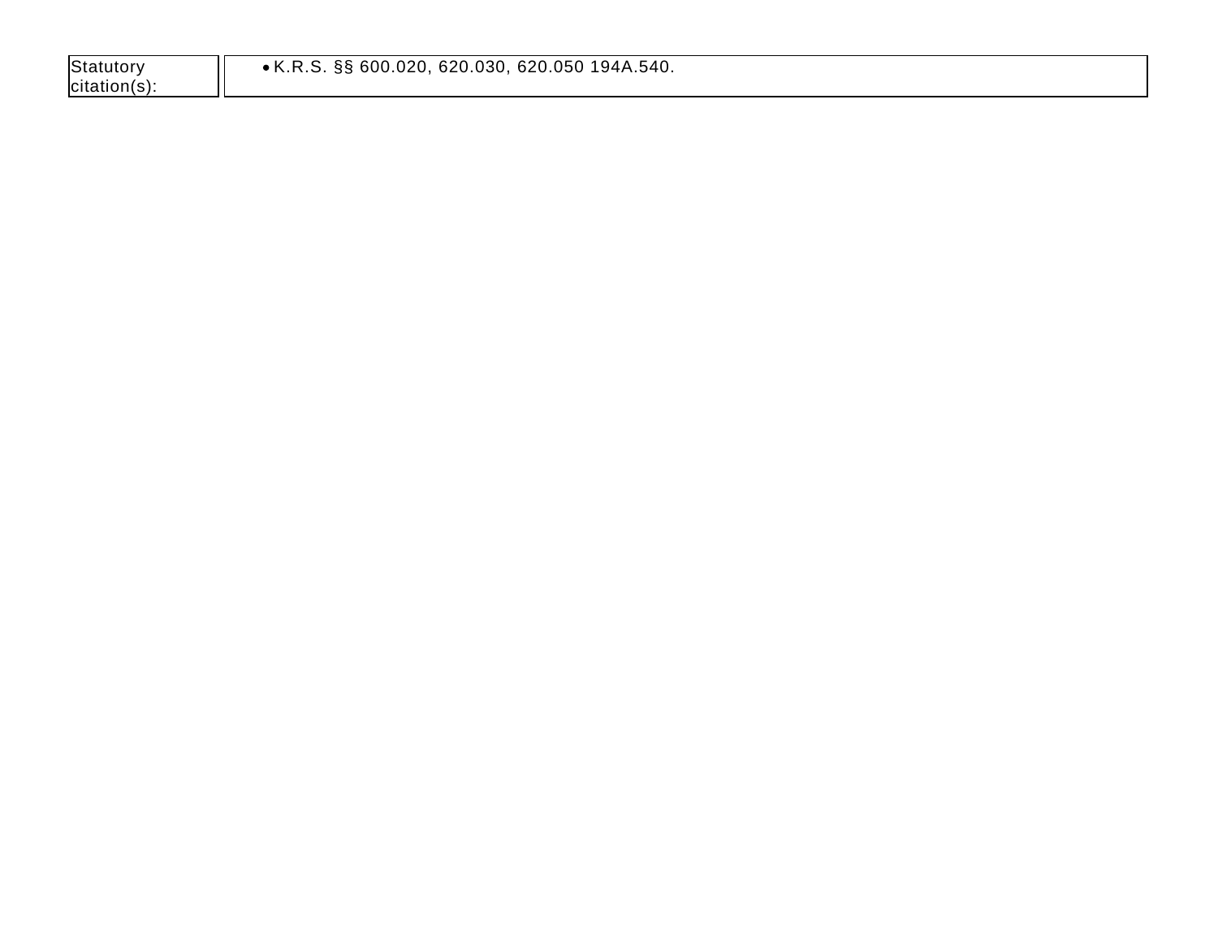| | |
|---|---|
| Statutory citation(s): | • K.R.S. §§ 600.020, 620.030, 620.050 194A.540. |